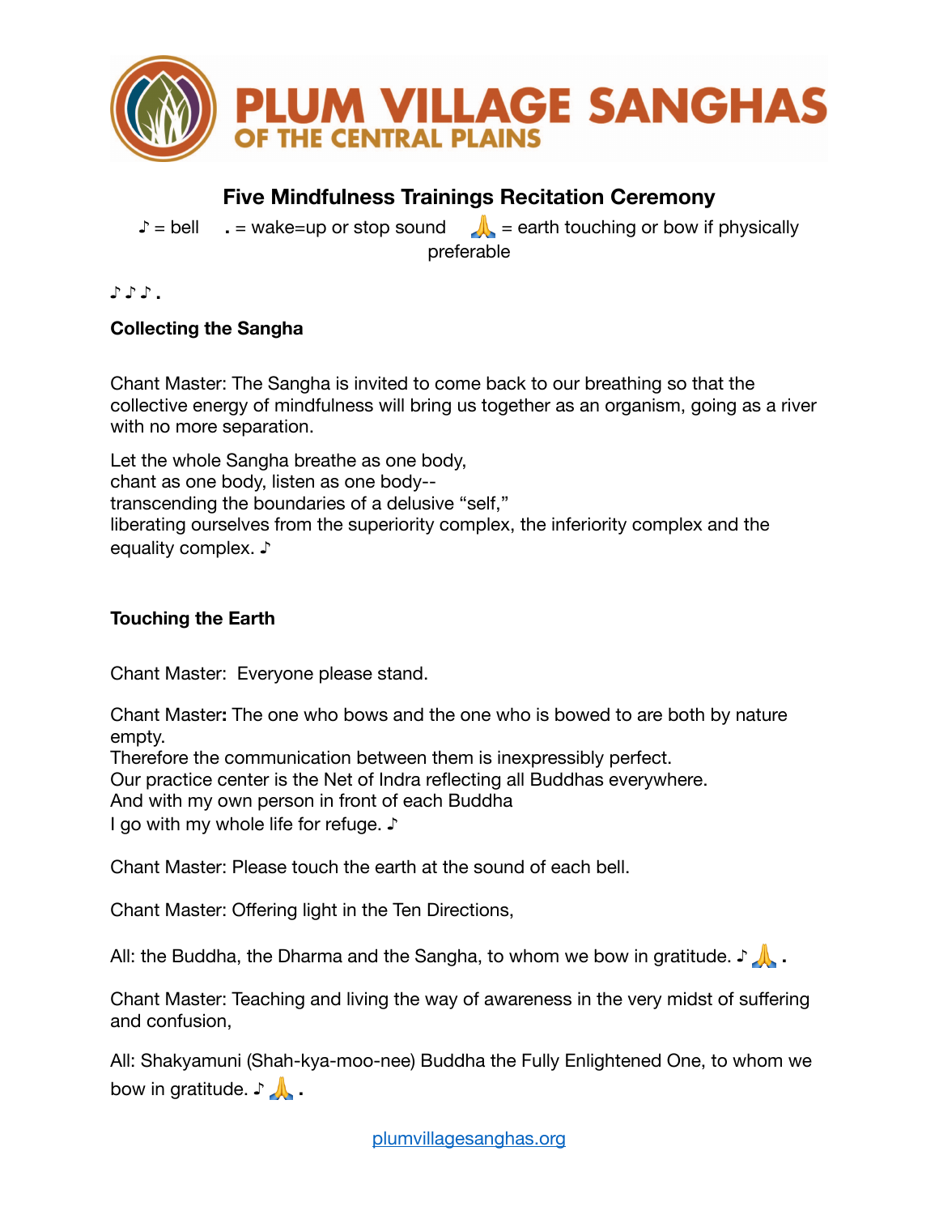# PLUM VILLAGE SANGHAS OF THE CENTRAL PLAINS

## Five Mindfulness Trainings Recitation Ceremony

♪ = bell **.** = wake=up or stop sound 🙏 = earth touching or bow if physically preferable

♪ ♪ ♪ **.**

**Collecting the Sangha**

Chant Master: The Sangha is invited to come back to our breathing so that the collective energy of mindfulness will bring us together as an organism, going as a river with no more separation.

Let the whole Sangha breathe as one body,
chant as one body, listen as one body--
transcending the boundaries of a delusive "self,"
liberating ourselves from the superiority complex, the inferiority complex and the equality complex. ♪

**Touching the Earth**

Chant Master: Everyone please stand.

Chant Master**:** The one who bows and the one who is bowed to are both by nature empty.
Therefore the communication between them is inexpressibly perfect.
Our practice center is the Net of Indra reflecting all Buddhas everywhere.
And with my own person in front of each Buddha
I go with my whole life for refuge. ♪

Chant Master: Please touch the earth at the sound of each bell.

Chant Master: Offering light in the Ten Directions,

All: the Buddha, the Dharma and the Sangha, to whom we bow in gratitude. ♪ 🙏 **.**

Chant Master: Teaching and living the way of awareness in the very midst of suffering and confusion,

All: Shakyamuni (Shah-kya-moo-nee) Buddha the Fully Enlightened One, to whom we bow in gratitude. ♪ 🙏 **.**

plumvillagesanghas.org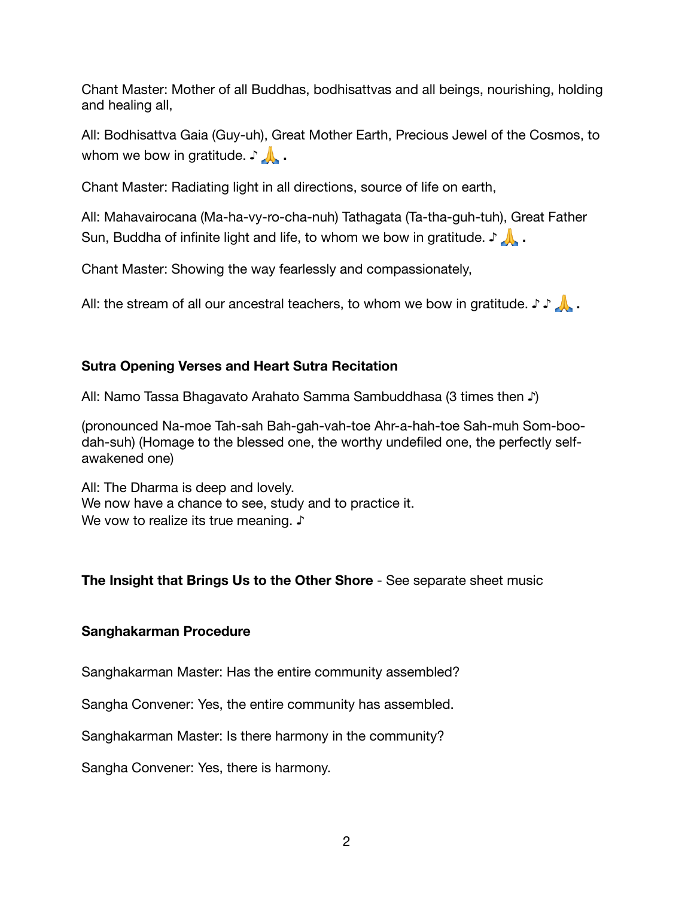Chant Master: Mother of all Buddhas, bodhisattvas and all beings, nourishing, holding and healing all,

All: Bodhisattva Gaia (Guy-uh), Great Mother Earth, Precious Jewel of the Cosmos, to whom we bow in gratitude. ♪ 🙏 .

Chant Master: Radiating light in all directions, source of life on earth,

All: Mahavairocana (Ma-ha-vy-ro-cha-nuh) Tathagata (Ta-tha-guh-tuh), Great Father Sun, Buddha of infinite light and life, to whom we bow in gratitude. ♪ 🙏 .

Chant Master: Showing the way fearlessly and compassionately,

All: the stream of all our ancestral teachers, to whom we bow in gratitude. ♪ ♪ 🙏 .

**Sutra Opening Verses and Heart Sutra Recitation**

All: Namo Tassa Bhagavato Arahato Samma Sambuddhasa (3 times then ♪)

(pronounced Na-moe Tah-sah Bah-gah-vah-toe Ahr-a-hah-toe Sah-muh Som-boo-dah-suh) (Homage to the blessed one, the worthy undefiled one, the perfectly self-awakened one)

All: The Dharma is deep and lovely.
We now have a chance to see, study and to practice it.
We vow to realize its true meaning. ♪

**The Insight that Brings Us to the Other Shore** - See separate sheet music

**Sanghakarman Procedure**

Sanghakarman Master: Has the entire community assembled?

Sangha Convener: Yes, the entire community has assembled.

Sanghakarman Master: Is there harmony in the community?

Sangha Convener: Yes, there is harmony.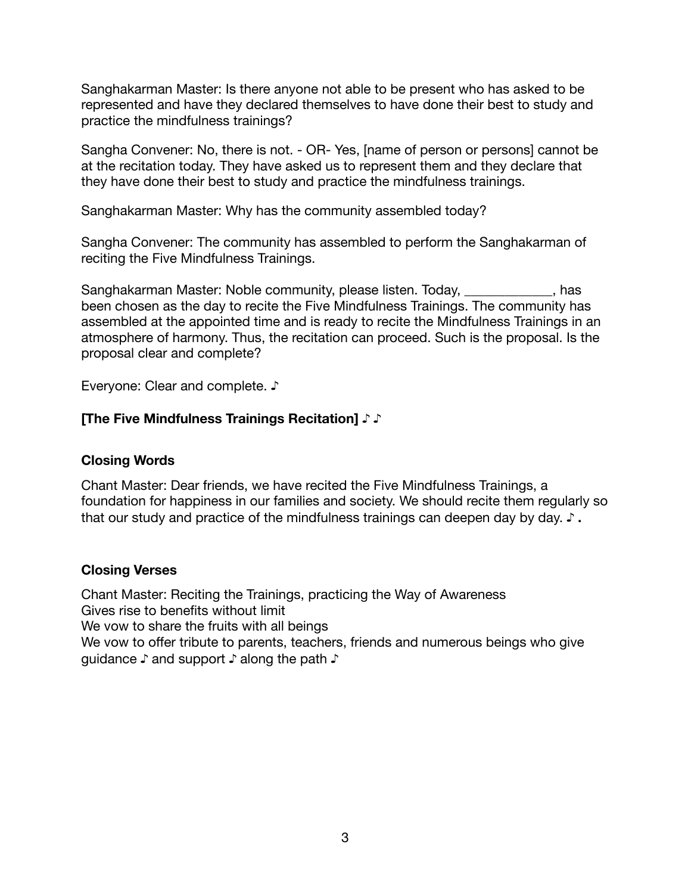Sanghakarman Master: Is there anyone not able to be present who has asked to be represented and have they declared themselves to have done their best to study and practice the mindfulness trainings?

Sangha Convener: No, there is not. - OR- Yes, [name of person or persons] cannot be at the recitation today. They have asked us to represent them and they declare that they have done their best to study and practice the mindfulness trainings.

Sanghakarman Master: Why has the community assembled today?

Sangha Convener: The community has assembled to perform the Sanghakarman of reciting the Five Mindfulness Trainings.

Sanghakarman Master: Noble community, please listen. Today, ____________, has been chosen as the day to recite the Five Mindfulness Trainings. The community has assembled at the appointed time and is ready to recite the Mindfulness Trainings in an atmosphere of harmony. Thus, the recitation can proceed. Such is the proposal. Is the proposal clear and complete?

Everyone: Clear and complete. ♪

**[The Five Mindfulness Trainings Recitation] ♪ ♪**

**Closing Words**

Chant Master: Dear friends, we have recited the Five Mindfulness Trainings, a foundation for happiness in our families and society. We should recite them regularly so that our study and practice of the mindfulness trainings can deepen day by day. ♪ .

**Closing Verses**

Chant Master: Reciting the Trainings, practicing the Way of Awareness
Gives rise to benefits without limit
We vow to share the fruits with all beings
We vow to offer tribute to parents, teachers, friends and numerous beings who give guidance ♪ and support ♪ along the path ♪